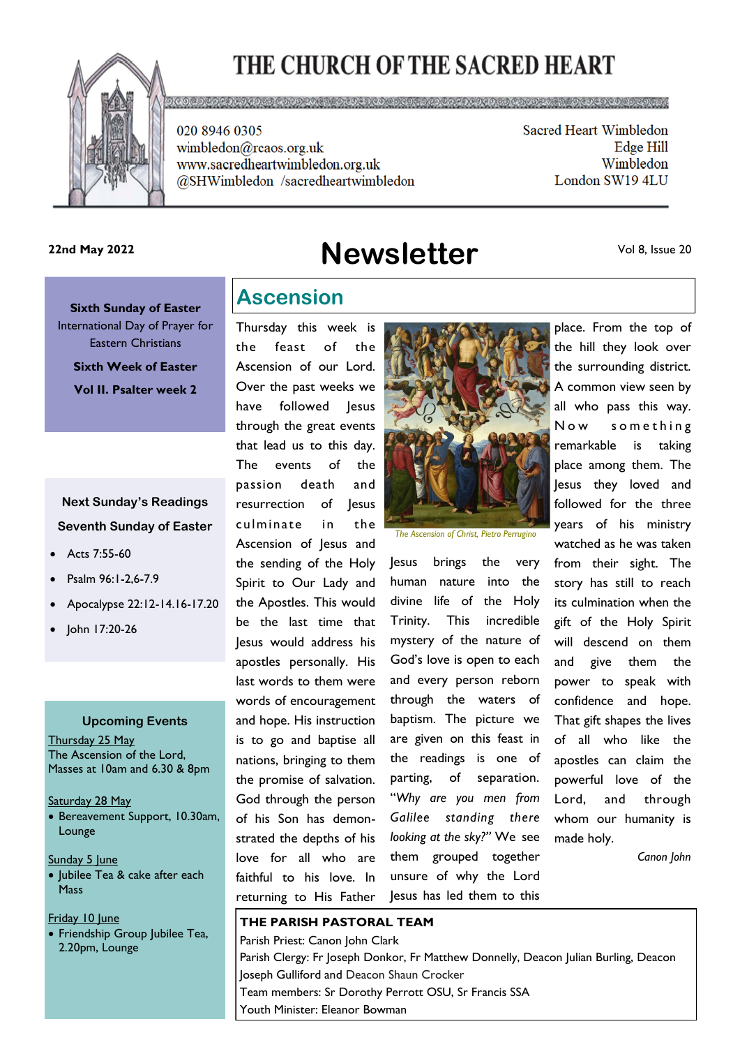# THE CHURCH OF THE SACRED HEART

020 8946 0305
wimbledon@rcaos.org.uk
www.sacredheartwimbledon.org.uk
@SHWimbledon /sacredheartwimbledon

Sacred Heart Wimbledon
Edge Hill
Wimbledon
London SW19 4LU

**22nd May 2022**

# Newsletter

Vol 8, Issue 20

**Sixth Sunday of Easter**
International Day of Prayer for Eastern Christians

**Sixth Week of Easter**

**Vol II. Psalter week 2**

**Next Sunday's Readings**

**Seventh Sunday of Easter**

- Acts 7:55-60
- Psalm 96:1-2,6-7.9
- Apocalypse 22:12-14.16-17.20
- John 17:20-26

**Upcoming Events**

Thursday 25 May
The Ascension of the Lord, Masses at 10am and 6.30 & 8pm

Saturday 28 May
- Bereavement Support, 10.30am, Lounge

Sunday 5 June
- Jubilee Tea & cake after each Mass

Friday 10 June
- Friendship Group Jubilee Tea, 2.20pm, Lounge

## Ascension

Thursday this week is the feast of the Ascension of our Lord. Over the past weeks we have followed Jesus through the great events that lead us to this day. The events of the passion death and resurrection of Jesus culminate in the Ascension of Jesus and the sending of the Holy Spirit to Our Lady and the Apostles. This would be the last time that Jesus would address his apostles personally. His last words to them were words of encouragement and hope. His instruction is to go and baptise all nations, bringing to them the promise of salvation. God through the person of his Son has demonstrated the depths of his love for all who are faithful to his love. In returning to His Father Jesus brings the very human nature into the divine life of the Holy Trinity. This incredible mystery of the nature of God's love is open to each and every person reborn through the waters of baptism. The picture we are given on this feast in the readings is one of parting, of separation. *"Why are you men from Galilee standing there looking at the sky?"* We see them grouped together unsure of why the Lord Jesus has led them to this place. From the top of the hill they look over the surrounding district. A common view seen by all who pass this way. Now something remarkable is taking place among them. The Jesus they loved and followed for the three years of his ministry watched as he was taken from their sight. The story has still to reach its culmination when the gift of the Holy Spirit will descend on them and give them the power to speak with confidence and hope. That gift shapes the lives of all who like the apostles can claim the powerful love of the Lord, and through whom our humanity is made holy.

*The Ascension of Christ, Pietro Perrugino*

*Canon John*

**THE PARISH PASTORAL TEAM**
Parish Priest: Canon John Clark
Parish Clergy: Fr Joseph Donkor, Fr Matthew Donnelly, Deacon Julian Burling, Deacon Joseph Gulliford and Deacon Shaun Crocker
Team members: Sr Dorothy Perrott OSU, Sr Francis SSA
Youth Minister: Eleanor Bowman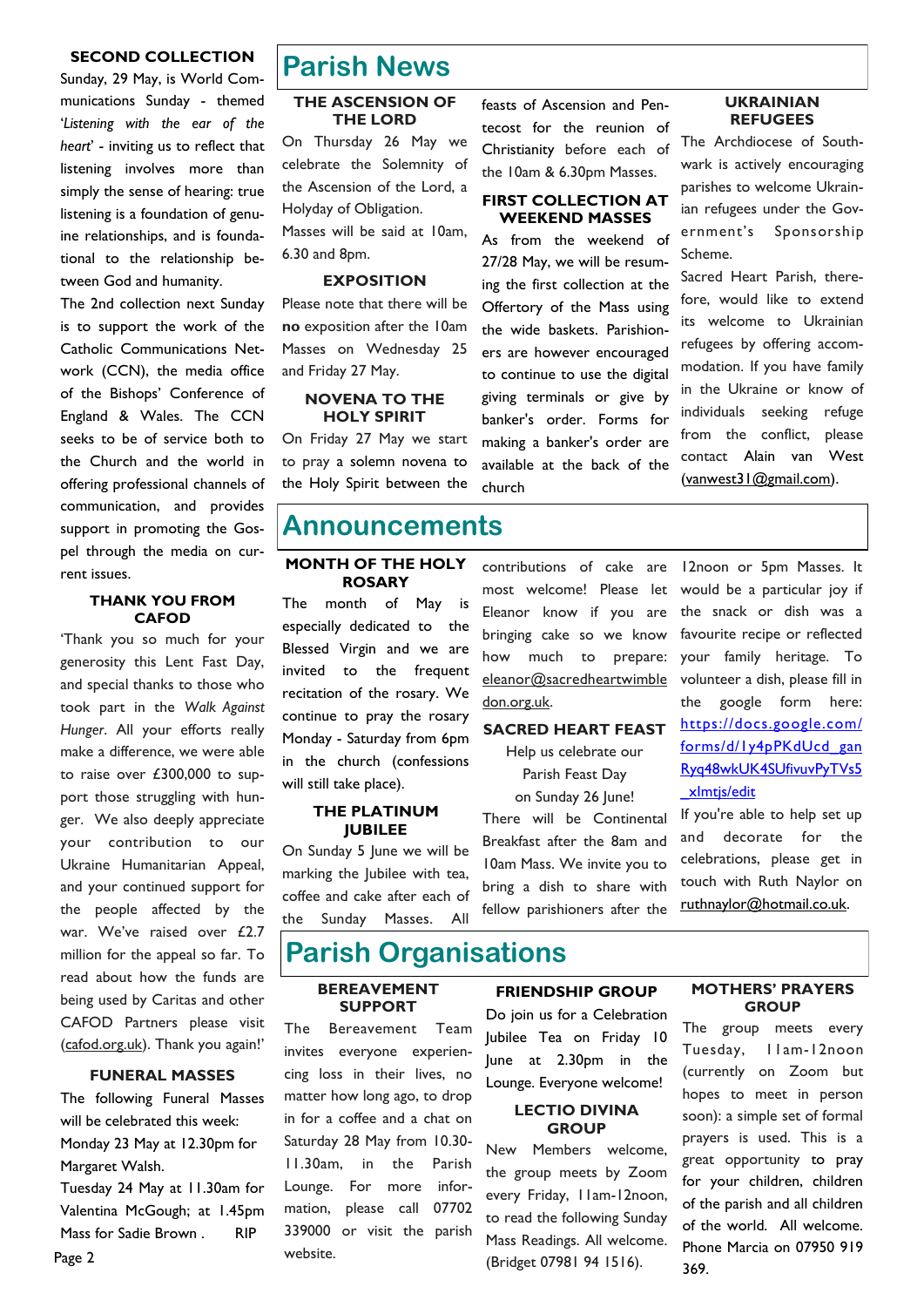### SECOND COLLECTION

Sunday, 29 May, is World Communications Sunday - themed '*Listening with the ear of the heart*' - inviting us to reflect that listening involves more than simply the sense of hearing: true listening is a foundation of genuine relationships, and is foundational to the relationship between God and humanity.

The 2nd collection next Sunday is to support the work of the Catholic Communications Network (CCN), the media office of the Bishops' Conference of England & Wales. The CCN seeks to be of service both to the Church and the world in offering professional channels of communication, and provides support in promoting the Gospel through the media on current issues.

### THANK YOU FROM CAFOD

'Thank you so much for your generosity this Lent Fast Day, and special thanks to those who took part in the *Walk Against Hunger*. All your efforts really make a difference, we were able to raise over £300,000 to support those struggling with hunger. We also deeply appreciate your contribution to our Ukraine Humanitarian Appeal, and your continued support for the people affected by the war. We've raised over £2.7 million for the appeal so far. To read about how the funds are being used by Caritas and other CAFOD Partners please visit (cafod.org.uk). Thank you again!'

### FUNERAL MASSES

The following Funeral Masses will be celebrated this week:

Monday 23 May at 12.30pm for Margaret Walsh.

Tuesday 24 May at 11.30am for Valentina McGough; at 1.45pm Mass for Sadie Brown . RIP

# Parish News

### THE ASCENSION OF THE LORD

On Thursday 26 May we celebrate the Solemnity of the Ascension of the Lord, a Holyday of Obligation.

Masses will be said at 10am, 6.30 and 8pm.

### EXPOSITION

Please note that there will be **no** exposition after the 10am Masses on Wednesday 25 and Friday 27 May.

### NOVENA TO THE HOLY SPIRIT

On Friday 27 May we start to pray a solemn novena to the Holy Spirit between the feasts of Ascension and Pentecost for the reunion of Christianity before each of the 10am & 6.30pm Masses.

### FIRST COLLECTION AT WEEKEND MASSES

As from the weekend of 27/28 May, we will be resuming the first collection at the Offertory of the Mass using the wide baskets. Parishioners are however encouraged to continue to use the digital giving terminals or give by banker's order. Forms for making a banker's order are available at the back of the church

### UKRAINIAN REFUGEES

The Archdiocese of Southwark is actively encouraging parishes to welcome Ukrainian refugees under the Government's Sponsorship Scheme.

Sacred Heart Parish, therefore, would like to extend its welcome to Ukrainian refugees by offering accommodation. If you have family in the Ukraine or know of individuals seeking refuge from the conflict, please contact Alain van West (vanwest31@gmail.com).

# Announcements

### MONTH OF THE HOLY ROSARY

The month of May is especially dedicated to the Blessed Virgin and we are invited to the frequent recitation of the rosary. We continue to pray the rosary Monday - Saturday from 6pm in the church (confessions will still take place).

### THE PLATINUM JUBILEE

On Sunday 5 June we will be marking the Jubilee with tea, coffee and cake after each of the Sunday Masses. All contributions of cake are most welcome! Please let Eleanor know if you are bringing cake so we know how much to prepare: eleanor@sacredheartwimbledon.org.uk.

### SACRED HEART FEAST

Help us celebrate our Parish Feast Day on Sunday 26 June!

There will be Continental Breakfast after the 8am and 10am Mass. We invite you to bring a dish to share with fellow parishioners after the 12noon or 5pm Masses. It would be a particular joy if the snack or dish was a favourite recipe or reflected your family heritage. To volunteer a dish, please fill in the google form here: https://docs.google.com/forms/d/1y4pPKdUcd_ganRyq48wkUK4SUfivuvPyTVs5_xlmtjs/edit

If you're able to help set up and decorate for the celebrations, please get in touch with Ruth Naylor on ruthnaylor@hotmail.co.uk.

# Parish Organisations

### BEREAVEMENT SUPPORT

The Bereavement Team invites everyone experiencing loss in their lives, no matter how long ago, to drop in for a coffee and a chat on Saturday 28 May from 10.30-11.30am, in the Parish Lounge. For more information, please call 07702 339000 or visit the parish website.

### FRIENDSHIP GROUP

Do join us for a Celebration Jubilee Tea on Friday 10 June at 2.30pm in the Lounge. Everyone welcome!

### LECTIO DIVINA GROUP

New Members welcome, the group meets by Zoom every Friday, 11am-12noon, to read the following Sunday Mass Readings. All welcome. (Bridget 07981 94 1516).

### MOTHERS' PRAYERS GROUP

The group meets every Tuesday, 11am-12noon (currently on Zoom but hopes to meet in person soon): a simple set of formal prayers is used. This is a great opportunity to pray for your children, children of the parish and all children of the world. All welcome. Phone Marcia on 07950 919 369.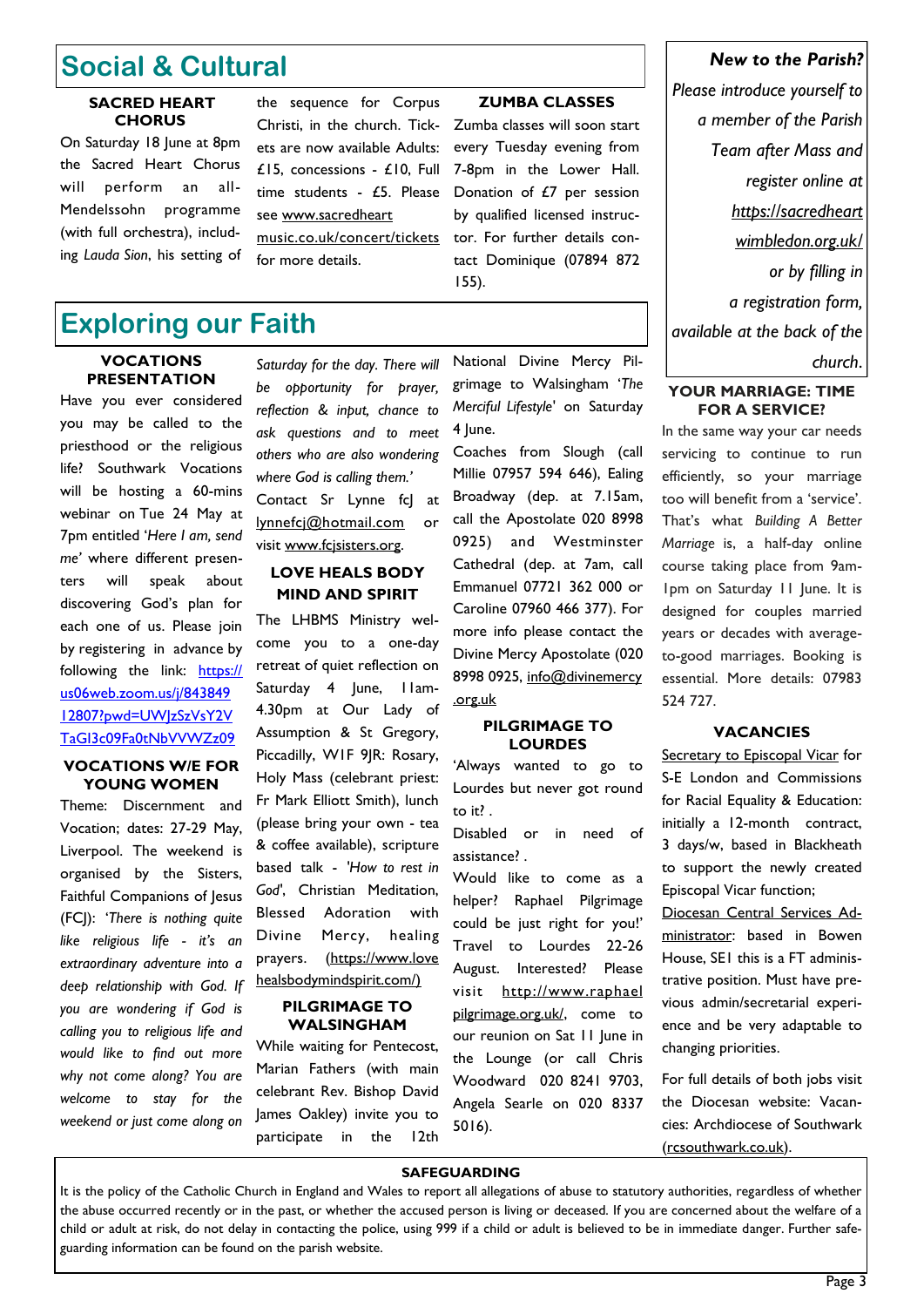## Social & Cultural

### SACRED HEART CHORUS

On Saturday 18 June at 8pm the Sacred Heart Chorus will perform an all-Mendelssohn programme (with full orchestra), including *Lauda Sion*, his setting of the sequence for Corpus Christi, in the church. Tickets are now available Adults: £15, concessions - £10, Full time students - £5. Please see www.sacredheartmusic.co.uk/concert/tickets for more details.

### ZUMBA CLASSES

Zumba classes will soon start every Tuesday evening from 7-8pm in the Lower Hall. Donation of £7 per session by qualified licensed instructor. For further details contact Dominique (07894 872 155).

***New to the Parish?***

*Please introduce yourself to a member of the Parish Team after Mass and register online at https://sacredheartwimbledon.org.uk/ or by filling in a registration form, available at the back of the church.*

## Exploring our Faith

### VOCATIONS PRESENTATION

Have you ever considered you may be called to the priesthood or the religious life? Southwark Vocations will be hosting a 60-mins webinar on Tue 24 May at 7pm entitled '*Here I am, send me*' where different presenters will speak about discovering God's plan for each one of us. Please join by registering in advance by following the link: https://us06web.zoom.us/j/84384912807?pwd=UWJzSzVsY2VTaGI3c09Fa0tNbVVWZz09

### VOCATIONS W/E FOR YOUNG WOMEN

Theme: Discernment and Vocation; dates: 27-29 May, Liverpool. The weekend is organised by the Sisters, Faithful Companions of Jesus (FCJ): *'There is nothing quite like religious life - it's an extraordinary adventure into a deep relationship with God. If you are wondering if God is calling you to religious life and would like to find out more why not come along? You are welcome to stay for the weekend or just come along on Saturday for the day. There will be opportunity for prayer, reflection & input, chance to ask questions and to meet others who are also wondering where God is calling them.'* Contact Sr Lynne fcJ at lynnefcj@hotmail.com or visit www.fcjsisters.org.

### LOVE HEALS BODY MIND AND SPIRIT

The LHBMS Ministry welcome you to a one-day retreat of quiet reflection on Saturday 4 June, 11am-4.30pm at Our Lady of Assumption & St Gregory, Piccadilly, W1F 9JR: Rosary, Holy Mass (celebrant priest: Fr Mark Elliott Smith), lunch (please bring your own - tea & coffee available), scripture based talk - *'How to rest in God'*, Christian Meditation, Blessed Adoration with Divine Mercy, healing prayers. (https://www.lovehealsbodymindspirit.com/)

### PILGRIMAGE TO WALSINGHAM

While waiting for Pentecost, Marian Fathers (with main celebrant Rev. Bishop David James Oakley) invite you to participate in the 12th National Divine Mercy Pilgrimage to Walsingham '*The Merciful Lifestyle*' on Saturday 4 June.

Coaches from Slough (call Millie 07957 594 646), Ealing Broadway (dep. at 7.15am, call the Apostolate 020 8998 0925) and Westminster Cathedral (dep. at 7am, call Emmanuel 07721 362 000 or Caroline 07960 466 377). For more info please contact the Divine Mercy Apostolate (020 8998 0925, info@divinemercy.org.uk

### PILGRIMAGE TO LOURDES

'Always wanted to go to Lourdes but never got round to it? .

Disabled or in need of assistance? .

Would like to come as a helper? Raphael Pilgrimage could be just right for you!' Travel to Lourdes 22-26 August. Interested? Please visit http://www.raphaelpilgrimage.org.uk/, come to our reunion on Sat 11 June in the Lounge (or call Chris Woodward 020 8241 9703, Angela Searle on 020 8337 5016).

### YOUR MARRIAGE: TIME FOR A SERVICE?

In the same way your car needs servicing to continue to run efficiently, so your marriage too will benefit from a 'service'. That's what *Building A Better Marriage* is, a half-day online course taking place from 9am-1pm on Saturday 11 June. It is designed for couples married years or decades with average-to-good marriages. Booking is essential. More details: 07983 524 727.

### VACANCIES

Secretary to Episcopal Vicar for S-E London and Commissions for Racial Equality & Education: initially a 12-month contract, 3 days/w, based in Blackheath to support the newly created Episcopal Vicar function;

Diocesan Central Services Administrator: based in Bowen House, SE1 this is a FT administrative position. Must have previous admin/secretarial experience and be very adaptable to changing priorities.

For full details of both jobs visit the Diocesan website: Vacancies: Archdiocese of Southwark (rcsouthwark.co.uk).

### SAFEGUARDING

It is the policy of the Catholic Church in England and Wales to report all allegations of abuse to statutory authorities, regardless of whether the abuse occurred recently or in the past, or whether the accused person is living or deceased. If you are concerned about the welfare of a child or adult at risk, do not delay in contacting the police, using 999 if a child or adult is believed to be in immediate danger. Further safeguarding information can be found on the parish website.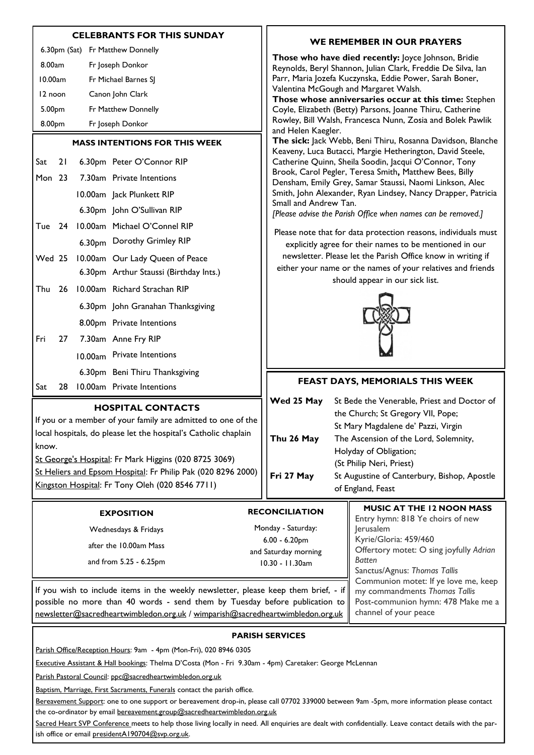## CELEBRANTS FOR THIS SUNDAY

| | |
|---|---|
| 6.30pm (Sat) | Fr Matthew Donnelly |
| 8.00am | Fr Joseph Donkor |
| 10.00am | Fr Michael Barnes SJ |
| 12 noon | Canon John Clark |
| 5.00pm | Fr Matthew Donnelly |
| 8.00pm | Fr Joseph Donkor |

## MASS INTENTIONS FOR THIS WEEK

| | | | |
|---|---|---|---|
| Sat | 21 | 6.30pm | Peter O'Connor RIP |
| Mon | 23 | 7.30am | Private Intentions |
| | | 10.00am | Jack Plunkett RIP |
| | | 6.30pm | John O'Sullivan RIP |
| Tue | 24 | 10.00am | Michael O'Connel RIP |
| | | 6.30pm | Dorothy Grimley RIP |
| Wed | 25 | 10.00am | Our Lady Queen of Peace |
| | | 6.30pm | Arthur Staussi (Birthday Ints.) |
| Thu | 26 | 10.00am | Richard Strachan RIP |
| | | 6.30pm | John Granahan Thanksgiving |
| | | 8.00pm | Private Intentions |
| Fri | 27 | 7.30am | Anne Fry RIP |
| | | 10.00am | Private Intentions |
| | | 6.30pm | Beni Thiru Thanksgiving |
| Sat | 28 | 10.00am | Private Intentions |

## HOSPITAL CONTACTS

If you or a member of your family are admitted to one of the local hospitals, do please let the hospital's Catholic chaplain know.

St George's Hospital: Fr Mark Higgins (020 8725 3069)
St Heliers and Epsom Hospital: Fr Philip Pak (020 8296 2000)
Kingston Hospital: Fr Tony Oleh (020 8546 7711)

## WE REMEMBER IN OUR PRAYERS

**Those who have died recently:** Joyce Johnson, Bridie Reynolds, Beryl Shannon, Julian Clark, Freddie De Silva, Ian Parr, Maria Jozefa Kuczynska, Eddie Power, Sarah Boner, Valentina McGough and Margaret Walsh.
**Those whose anniversaries occur at this time:** Stephen Coyle, Elizabeth (Betty) Parsons, Joanne Thiru, Catherine Rowley, Bill Walsh, Francesca Nunn, Zosia and Bolek Pawlik and Helen Kaegler.
**The sick:** Jack Webb, Beni Thiru, Rosanna Davidson, Blanche Keaveny, Luca Butacci, Margie Hetherington, David Steele, Catherine Quinn, Sheila Soodin, Jacqui O'Connor, Tony Brook, Carol Pegler, Teresa Smith**,** Matthew Bees, Billy Densham, Emily Grey, Samar Staussi, Naomi Linkson, Alec Smith, John Alexander, Ryan Lindsey, Nancy Drapper, Patricia Small and Andrew Tan.
*[Please advise the Parish Office when names can be removed.]*

Please note that for data protection reasons, individuals must explicitly agree for their names to be mentioned in our newsletter. Please let the Parish Office know in writing if either your name or the names of your relatives and friends should appear in our sick list.

## FEAST DAYS, MEMORIALS THIS WEEK

| | |
|---|---|
| **Wed 25 May** | St Bede the Venerable, Priest and Doctor of the Church; St Gregory VII, Pope; St Mary Magdalene de' Pazzi, Virgin |
| **Thu 26 May** | The Ascension of the Lord, Solemnity, Holyday of Obligation; (St Philip Neri, Priest) |
| **Fri 27 May** | St Augustine of Canterbury, Bishop, Apostle of England, Feast |

## EXPOSITION

Wednesdays & Fridays
after the 10.00am Mass
and from 5.25 - 6.25pm

## RECONCILIATION

Monday - Saturday:
6.00 - 6.20pm
and Saturday morning
10.30 - 11.30am

## MUSIC AT THE 12 NOON MASS

Entry hymn: 818 Ye choirs of new Jerusalem
Kyrie/Gloria: 459/460
Offertory motet: O sing joyfully *Adrian Batten*
Sanctus/Agnus: *Thomas Tallis*
Communion motet: If ye love me, keep my commandments *Thomas Tallis*
Post-communion hymn: 478 Make me a channel of your peace

If you wish to include items in the weekly newsletter, please keep them brief, - if possible no more than 40 words - send them by Tuesday before publication to newsletter@sacredheartwimbledon.org.uk / wimparish@sacredheartwimbledon.org.uk

## PARISH SERVICES

Parish Office/Reception Hours: 9am - 4pm (Mon-Fri), 020 8946 0305

Executive Assistant & Hall bookings: Thelma D'Costa (Mon - Fri 9.30am - 4pm) Caretaker: George McLennan

Parish Pastoral Council: ppc@sacredheartwimbledon.org.uk

Baptism, Marriage, First Sacraments, Funerals contact the parish office.

Bereavement Support: one to one support or bereavement drop-in, please call 07702 339000 between 9am -5pm, more information please contact the co-ordinator by email bereavement.group@sacredheartwimbledon.org.uk

Sacred Heart SVP Conference meets to help those living locally in need. All enquiries are dealt with confidentially. Leave contact details with the parish office or email presidentA190704@svp.org.uk.